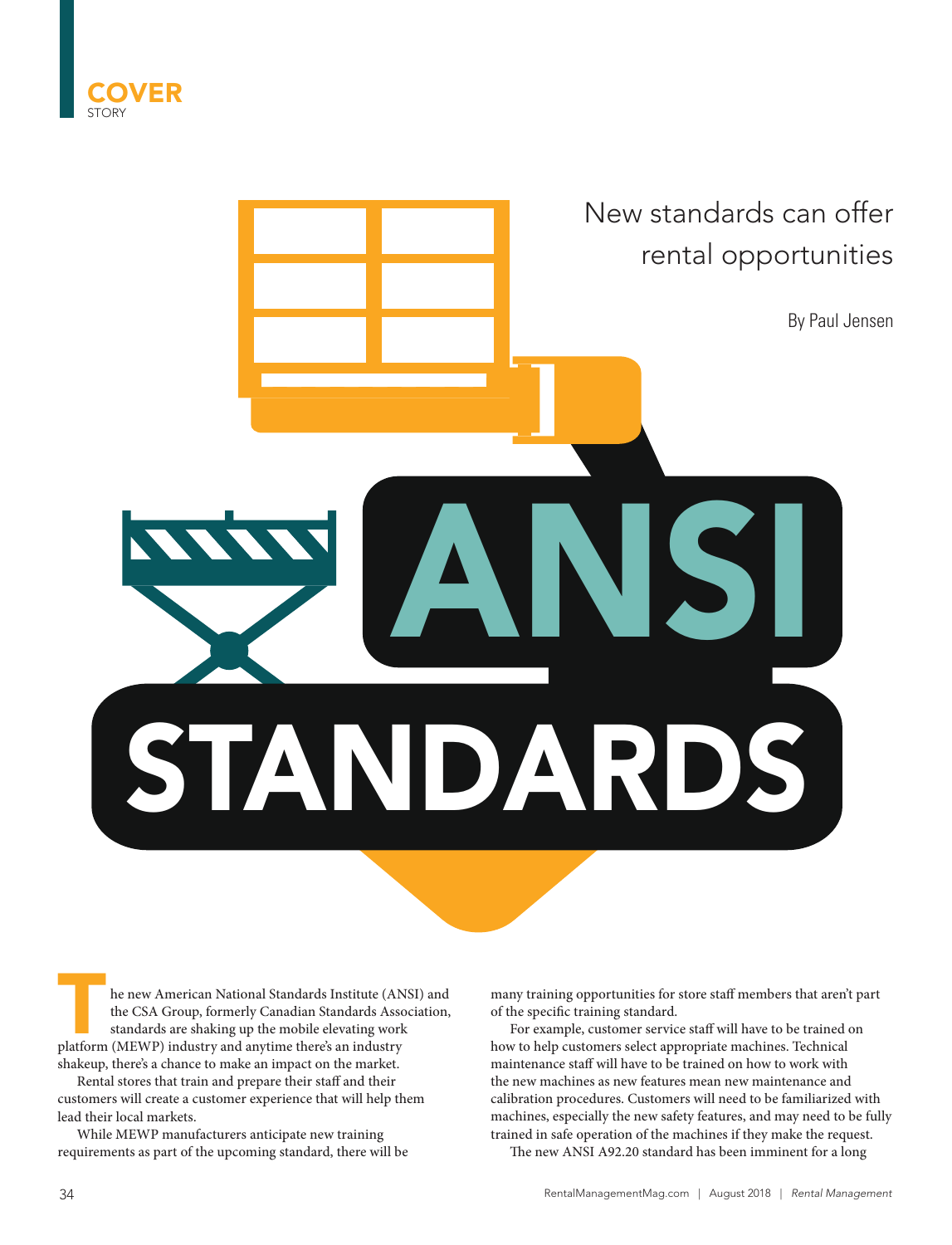COVER STORY

# ANSI STANDARDS

## New standards can offer rental opportunities

By Paul Jensen

The new American National Standards Institute (ANSI) and the CSA Group, formerly Canadian Standards Association, standards are shaking up the mobile elevating work platform (MEWP) industry and anytime there's an industry shakeup, there's a chance to make an impact on the market.

Rental stores that train and prepare their staff and their customers will create a customer experience that will help them lead their local markets.

While MEWP manufacturers anticipate new training requirements as part of the upcoming standard, there will be many training opportunities for store staff members that aren't part of the specific training standard.

For example, customer service staff will have to be trained on how to help customers select appropriate machines. Technical maintenance staff will have to be trained on how to work with the new machines as new features mean new maintenance and calibration procedures. Customers will need to be familiarized with machines, especially the new safety features, and may need to be fully trained in safe operation of the machines if they make the request.

The new ANSI A92.20 standard has been imminent for a long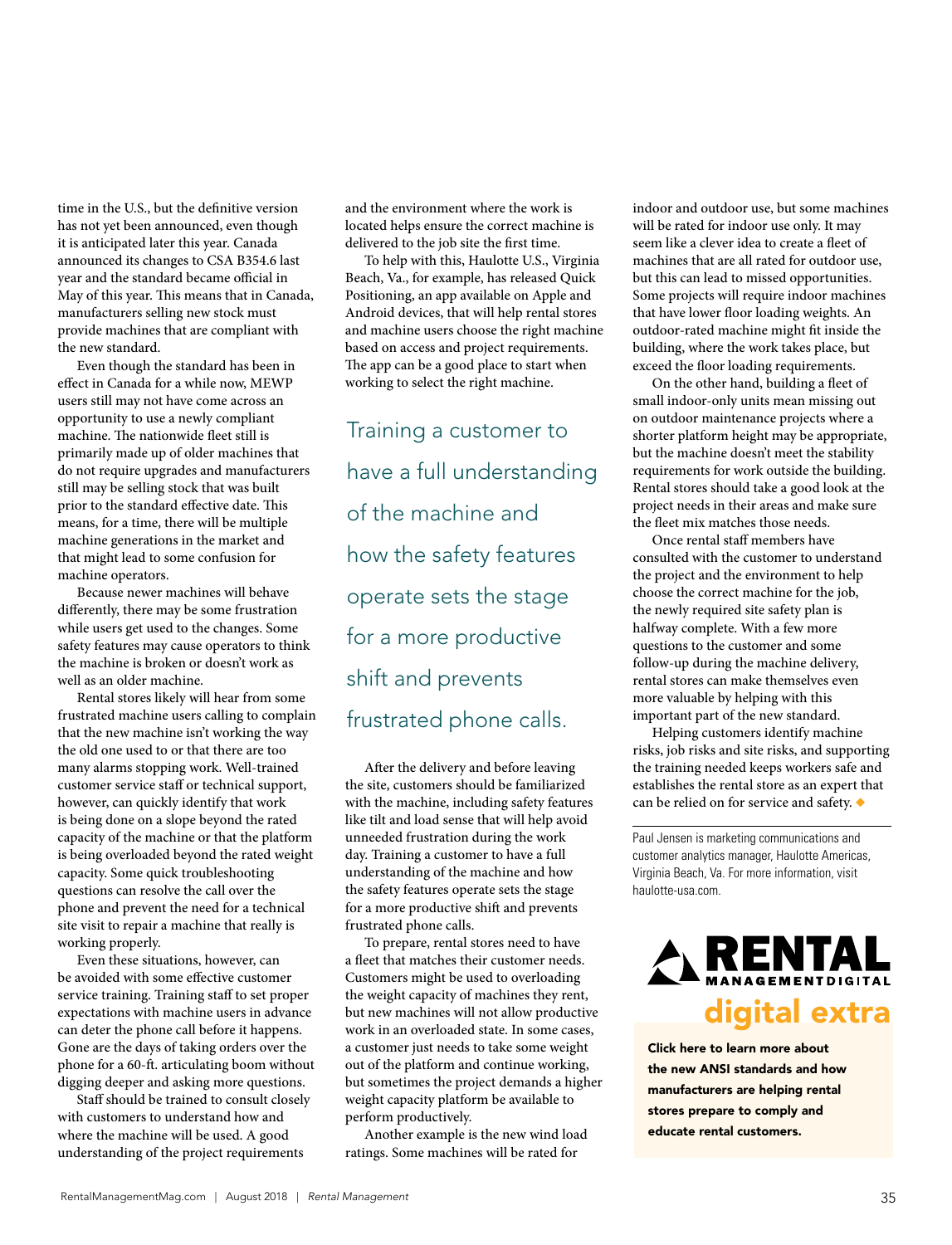time in the U.S., but the definitive version has not yet been announced, even though it is anticipated later this year. Canada announced its changes to CSA B354.6 last year and the standard became official in May of this year. This means that in Canada, manufacturers selling new stock must provide machines that are compliant with the new standard.

Even though the standard has been in effect in Canada for a while now, MEWP users still may not have come across an opportunity to use a newly compliant machine. The nationwide fleet still is primarily made up of older machines that do not require upgrades and manufacturers still may be selling stock that was built prior to the standard effective date. This means, for a time, there will be multiple machine generations in the market and that might lead to some confusion for machine operators.

Because newer machines will behave differently, there may be some frustration while users get used to the changes. Some safety features may cause operators to think the machine is broken or doesn't work as well as an older machine.

Rental stores likely will hear from some frustrated machine users calling to complain that the new machine isn't working the way the old one used to or that there are too many alarms stopping work. Well-trained customer service staff or technical support, however, can quickly identify that work is being done on a slope beyond the rated capacity of the machine or that the platform is being overloaded beyond the rated weight capacity. Some quick troubleshooting questions can resolve the call over the phone and prevent the need for a technical site visit to repair a machine that really is working properly.

Even these situations, however, can be avoided with some effective customer service training. Training staff to set proper expectations with machine users in advance can deter the phone call before it happens. Gone are the days of taking orders over the phone for a 60-ft. articulating boom without digging deeper and asking more questions.

Staff should be trained to consult closely with customers to understand how and where the machine will be used. A good understanding of the project requirements and the environment where the work is located helps ensure the correct machine is delivered to the job site the first time.

To help with this, Haulotte U.S., Virginia Beach, Va., for example, has released Quick Positioning, an app available on Apple and Android devices, that will help rental stores and machine users choose the right machine based on access and project requirements. The app can be a good place to start when working to select the right machine.

> Training a customer to have a full understanding of the machine and how the safety features operate sets the stage for a more productive shift and prevents frustrated phone calls.

After the delivery and before leaving the site, customers should be familiarized with the machine, including safety features like tilt and load sense that will help avoid unneeded frustration during the work day. Training a customer to have a full understanding of the machine and how the safety features operate sets the stage for a more productive shift and prevents frustrated phone calls.

To prepare, rental stores need to have a fleet that matches their customer needs. Customers might be used to overloading the weight capacity of machines they rent, but new machines will not allow productive work in an overloaded state. In some cases, a customer just needs to take some weight out of the platform and continue working, but sometimes the project demands a higher weight capacity platform be available to perform productively.

Another example is the new wind load ratings. Some machines will be rated for indoor and outdoor use, but some machines will be rated for indoor use only. It may seem like a clever idea to create a fleet of machines that are all rated for outdoor use, but this can lead to missed opportunities. Some projects will require indoor machines that have lower floor loading weights. An outdoor-rated machine might fit inside the building, where the work takes place, but exceed the floor loading requirements.

On the other hand, building a fleet of small indoor-only units mean missing out on outdoor maintenance projects where a shorter platform height may be appropriate, but the machine doesn't meet the stability requirements for work outside the building. Rental stores should take a good look at the project needs in their areas and make sure the fleet mix matches those needs.

Once rental staff members have consulted with the customer to understand the project and the environment to help choose the correct machine for the job, the newly required site safety plan is halfway complete. With a few more questions to the customer and some follow-up during the machine delivery, rental stores can make themselves even more valuable by helping with this important part of the new standard.

Helping customers identify machine risks, job risks and site risks, and supporting the training needed keeps workers safe and establishes the rental store as an expert that can be relied on for service and safety. ◆

Paul Jensen is marketing communications and customer analytics manager, Haulotte Americas, Virginia Beach, Va. For more information, visit haulotte-usa.com.

**RENTAL MANAGEMENT DIGITAL**

**digital extra**

**Click here to learn more about the new ANSI standards and how manufacturers are helping rental stores prepare to comply and educate rental customers.**